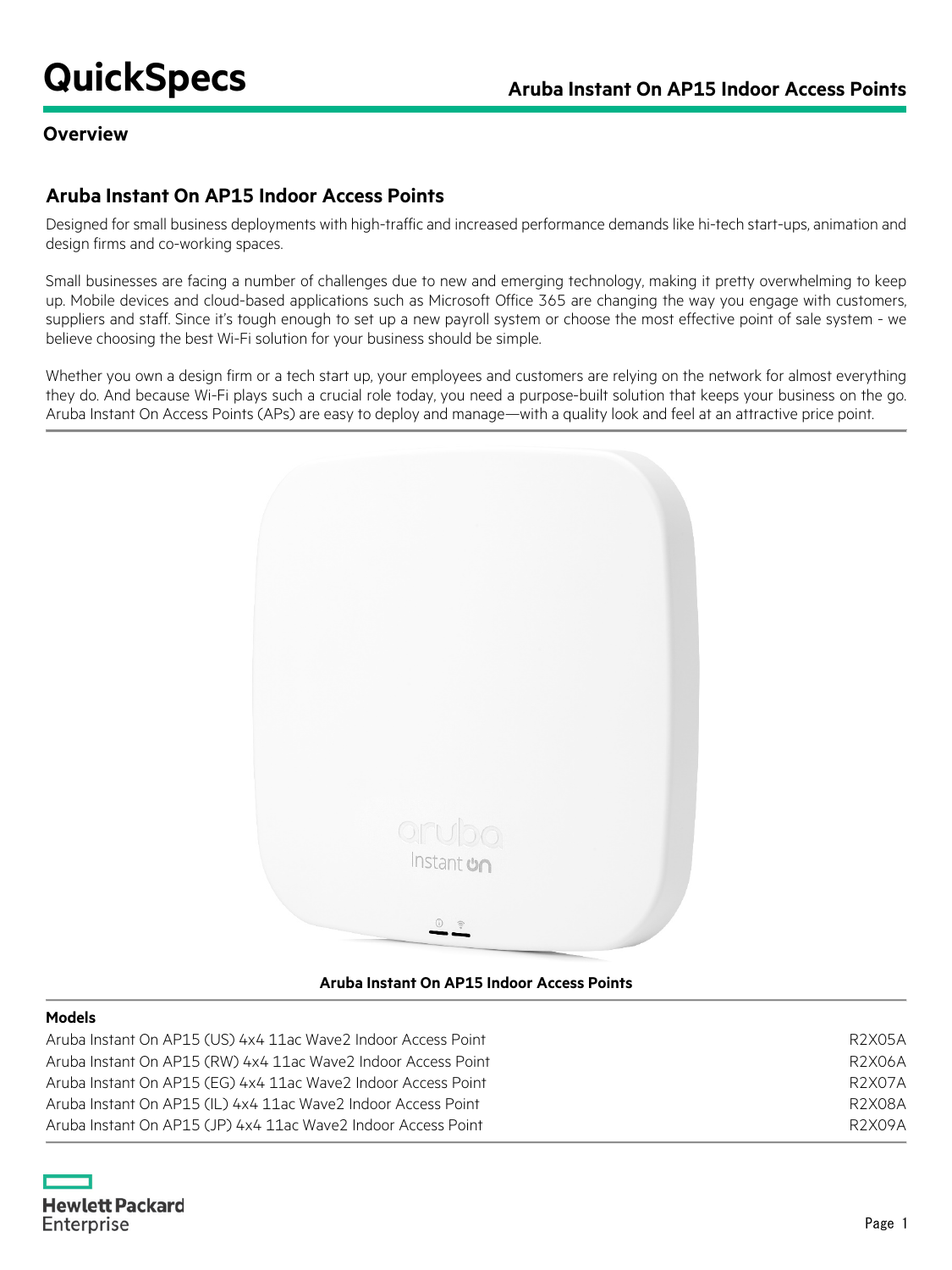# QuickSpecs

## Overview

### Aruba Instant On AP15 Indoor Access Points

Designed for small business deployments with high-traffic and increased performance demands like hi-tech start-ups, animation and design firms and co-working spaces.

Small businesses are facing a number of challenges due to new and emerging technology, making it pretty overwhelming to keep up. Mobile devices and cloud-based applications such as Microsoft Office 365 are changing the way you engage with customers, suppliers and staff. Since it's tough enough to set up a new payroll system or choose the most effective point of sale system - we believe choosing the best Wi-Fi solution for your business should be simple.

Whether you own a design firm or a tech start up, your employees and customers are relying on the network for almost everything they do. And because Wi-Fi plays such a crucial role today, you need a purpose-built solution that keeps your business on the go. Aruba Instant On Access Points (APs) are easy to deploy and manage—with a quality look and feel at an attractive price point.

**Aruba Instant On AP15 Indoor Access Points**

| Models | |
| --- | --- |
| Aruba Instant On AP15 (US) 4x4 11ac Wave2 Indoor Access Point | R2X05A |
| Aruba Instant On AP15 (RW) 4x4 11ac Wave2 Indoor Access Point | R2X06A |
| Aruba Instant On AP15 (EG) 4x4 11ac Wave2 Indoor Access Point | R2X07A |
| Aruba Instant On AP15 (IL) 4x4 11ac Wave2 Indoor Access Point | R2X08A |
| Aruba Instant On AP15 (JP) 4x4 11ac Wave2 Indoor Access Point | R2X09A |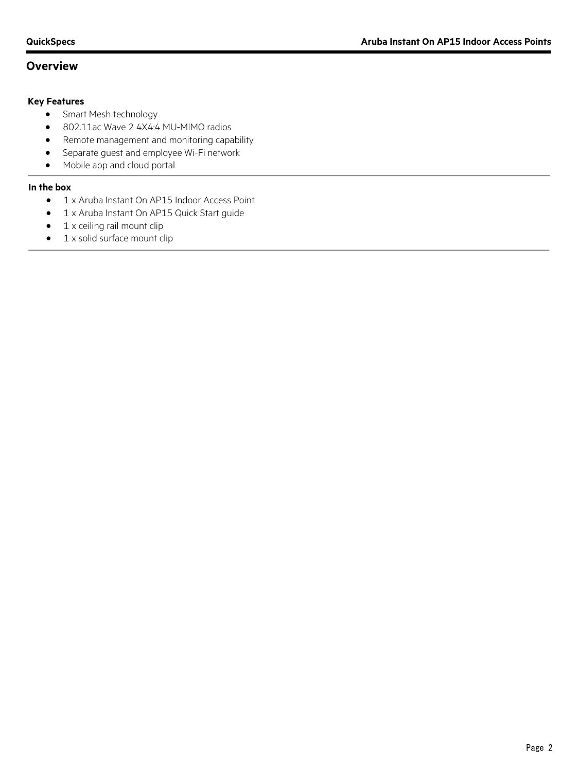## Overview

### Key Features

- Smart Mesh technology
- 802.11ac Wave 2 4X4:4 MU-MIMO radios
- Remote management and monitoring capability
- Separate guest and employee Wi-Fi network
- Mobile app and cloud portal

### In the box

- 1 x Aruba Instant On AP15 Indoor Access Point
- 1 x Aruba Instant On AP15 Quick Start guide
- 1 x ceiling rail mount clip
- 1 x solid surface mount clip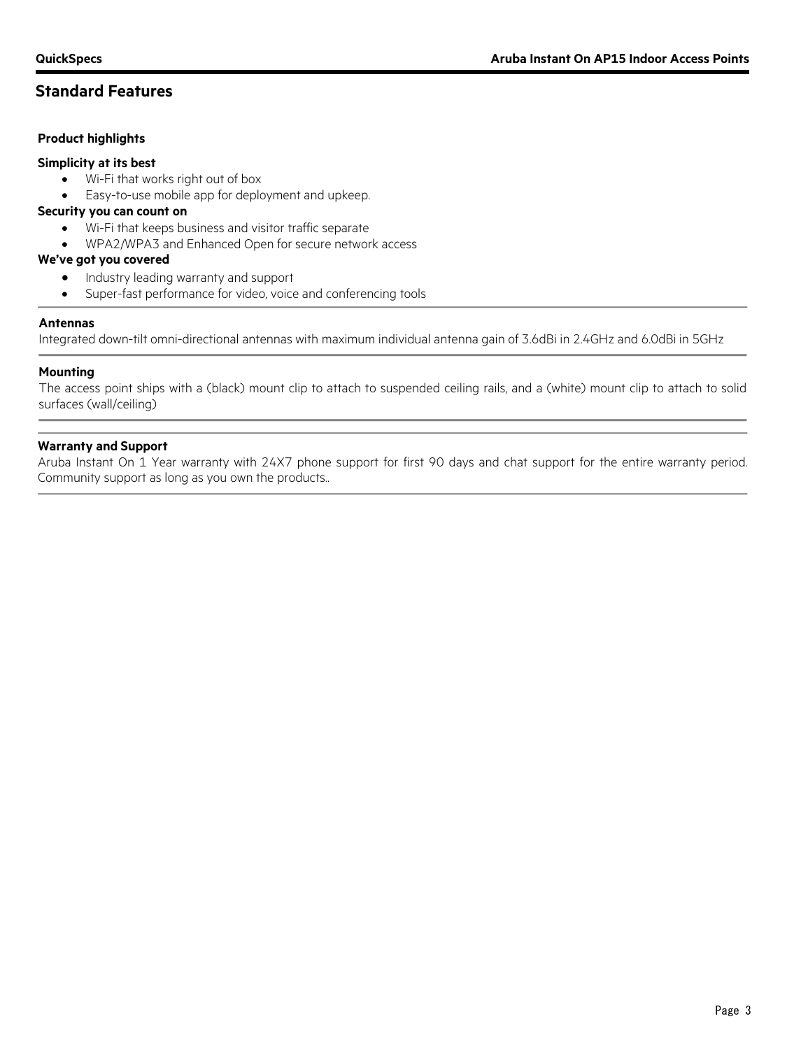## Standard Features

### Product highlights

**Simplicity at its best**

- Wi-Fi that works right out of box
- Easy-to-use mobile app for deployment and upkeep.

**Security you can count on**

- Wi-Fi that keeps business and visitor traffic separate
- WPA2/WPA3 and Enhanced Open for secure network access

**We've got you covered**

- Industry leading warranty and support
- Super-fast performance for video, voice and conferencing tools

### Antennas

Integrated down-tilt omni-directional antennas with maximum individual antenna gain of 3.6dBi in 2.4GHz and 6.0dBi in 5GHz

### Mounting

The access point ships with a (black) mount clip to attach to suspended ceiling rails, and a (white) mount clip to attach to solid surfaces (wall/ceiling)

### Warranty and Support

Aruba Instant On 1 Year warranty with 24X7 phone support for first 90 days and chat support for the entire warranty period. Community support as long as you own the products..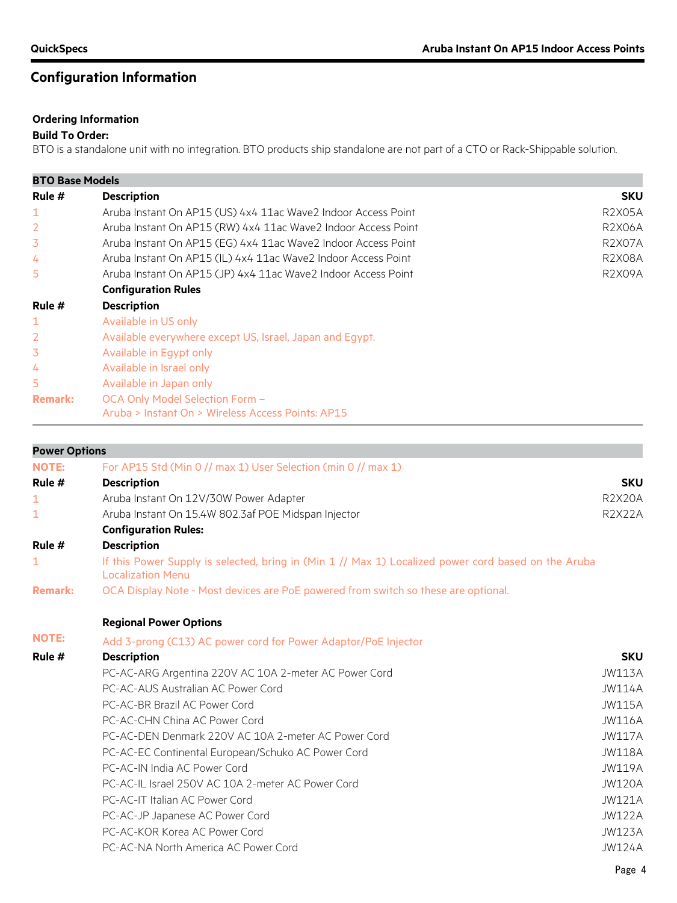## Configuration Information

**Ordering Information**

**Build To Order:**

BTO is a standalone unit with no integration. BTO products ship standalone are not part of a CTO or Rack-Shippable solution.

**BTO Base Models**

| Rule # | Description | SKU |
|---|---|---|
| 1 | Aruba Instant On AP15 (US) 4x4 11ac Wave2 Indoor Access Point | R2X05A |
| 2 | Aruba Instant On AP15 (RW) 4x4 11ac Wave2 Indoor Access Point | R2X06A |
| 3 | Aruba Instant On AP15 (EG) 4x4 11ac Wave2 Indoor Access Point | R2X07A |
| 4 | Aruba Instant On AP15 (IL) 4x4 11ac Wave2 Indoor Access Point | R2X08A |
| 5 | Aruba Instant On AP15 (JP) 4x4 11ac Wave2 Indoor Access Point | R2X09A |

**Configuration Rules**

| Rule # | Description |
|---|---|
| 1 | Available in US only |
| 2 | Available everywhere except US, Israel, Japan and Egypt. |
| 3 | Available in Egypt only |
| 4 | Available in Israel only |
| 5 | Available in Japan only |
| **Remark:** | OCA Only Model Selection Form – Aruba > Instant On > Wireless Access Points: AP15 |

**Power Options**

**NOTE:** For AP15 Std (Min 0 // max 1) User Selection (min 0 // max 1)

| Rule # | Description | SKU |
|---|---|---|
| 1 | Aruba Instant On 12V/30W Power Adapter | R2X20A |
| 1 | Aruba Instant On 15.4W 802.3af POE Midspan Injector | R2X22A |

**Configuration Rules:**

| Rule # | Description |
|---|---|
| 1 | If this Power Supply is selected, bring in (Min 1 // Max 1) Localized power cord based on the Aruba Localization Menu |
| **Remark:** | OCA Display Note - Most devices are PoE powered from switch so these are optional. |

**Regional Power Options**

**NOTE:** Add 3-prong (C13) AC power cord for Power Adaptor/PoE Injector

| Rule # | Description | SKU |
|---|---|---|
| | PC-AC-ARG Argentina 220V AC 10A 2-meter AC Power Cord | JW113A |
| | PC-AC-AUS Australian AC Power Cord | JW114A |
| | PC-AC-BR Brazil AC Power Cord | JW115A |
| | PC-AC-CHN China AC Power Cord | JW116A |
| | PC-AC-DEN Denmark 220V AC 10A 2-meter AC Power Cord | JW117A |
| | PC-AC-EC Continental European/Schuko AC Power Cord | JW118A |
| | PC-AC-IN India AC Power Cord | JW119A |
| | PC-AC-IL Israel 250V AC 10A 2-meter AC Power Cord | JW120A |
| | PC-AC-IT Italian AC Power Cord | JW121A |
| | PC-AC-JP Japanese AC Power Cord | JW122A |
| | PC-AC-KOR Korea AC Power Cord | JW123A |
| | PC-AC-NA North America AC Power Cord | JW124A |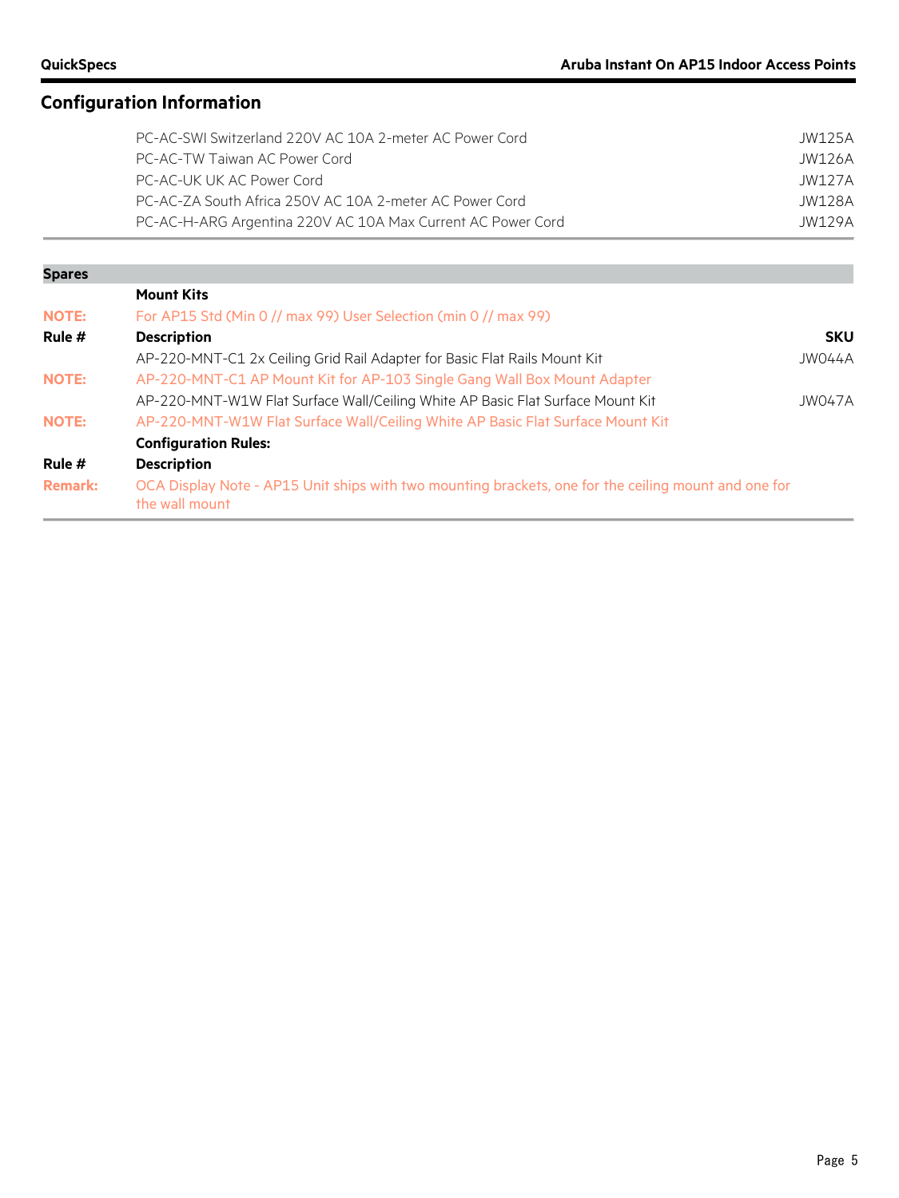## Configuration Information

| | Description | SKU |
|---|---|---|
| | PC-AC-SWI Switzerland 220V AC 10A 2-meter AC Power Cord | JW125A |
| | PC-AC-TW Taiwan AC Power Cord | JW126A |
| | PC-AC-UK UK AC Power Cord | JW127A |
| | PC-AC-ZA South Africa 250V AC 10A 2-meter AC Power Cord | JW128A |
| | PC-AC-H-ARG Argentina 220V AC 10A Max Current AC Power Cord | JW129A |

**Spares**

| | | |
|---|---|---|
| | **Mount Kits** | |
| **NOTE:** | For AP15 Std (Min 0 // max 99) User Selection (min 0 // max 99) | |
| **Rule #** | **Description** | **SKU** |
| | AP-220-MNT-C1 2x Ceiling Grid Rail Adapter for Basic Flat Rails Mount Kit | JW044A |
| **NOTE:** | AP-220-MNT-C1 AP Mount Kit for AP-103 Single Gang Wall Box Mount Adapter | |
| | AP-220-MNT-W1W Flat Surface Wall/Ceiling White AP Basic Flat Surface Mount Kit | JW047A |
| **NOTE:** | AP-220-MNT-W1W Flat Surface Wall/Ceiling White AP Basic Flat Surface Mount Kit | |
| | **Configuration Rules:** | |
| **Rule #** | **Description** | |
| **Remark:** | OCA Display Note - AP15 Unit ships with two mounting brackets, one for the ceiling mount and one for the wall mount | |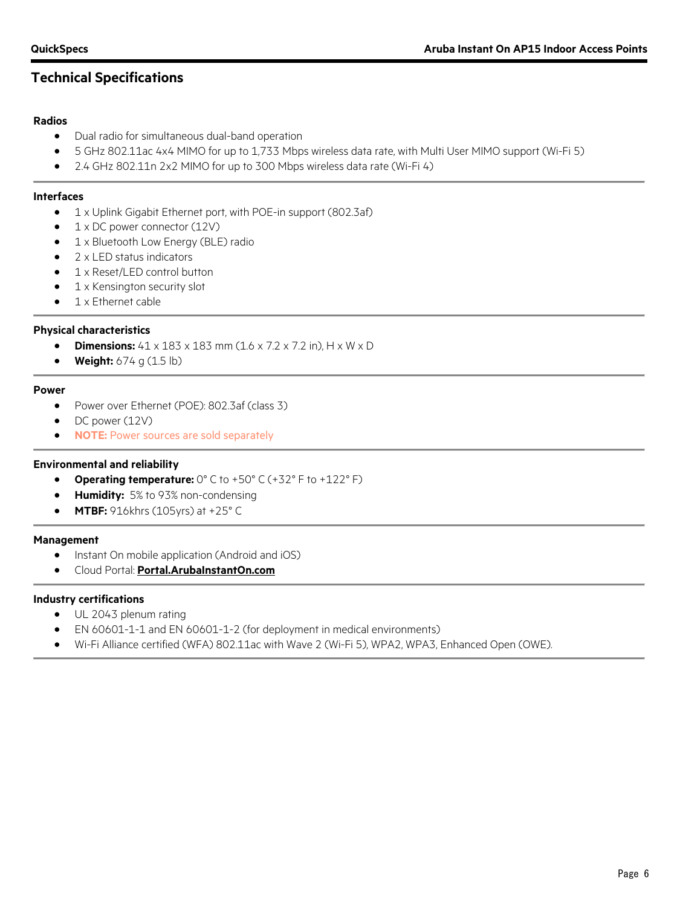## Technical Specifications

### Radios

- Dual radio for simultaneous dual-band operation
- 5 GHz 802.11ac 4x4 MIMO for up to 1,733 Mbps wireless data rate, with Multi User MIMO support (Wi-Fi 5)
- 2.4 GHz 802.11n 2x2 MIMO for up to 300 Mbps wireless data rate (Wi-Fi 4)

### Interfaces

- 1 x Uplink Gigabit Ethernet port, with POE-in support (802.3af)
- 1 x DC power connector (12V)
- 1 x Bluetooth Low Energy (BLE) radio
- 2 x LED status indicators
- 1 x Reset/LED control button
- 1 x Kensington security slot
- 1 x Ethernet cable

### Physical characteristics

- **Dimensions:** 41 x 183 x 183 mm (1.6 x 7.2 x 7.2 in), H x W x D
- **Weight:** 674 g (1.5 lb)

### Power

- Power over Ethernet (POE): 802.3af (class 3)
- DC power (12V)
- **NOTE:** Power sources are sold separately

### Environmental and reliability

- **Operating temperature:** 0° C to +50° C (+32° F to +122° F)
- **Humidity:** 5% to 93% non-condensing
- **MTBF:** 916khrs (105yrs) at +25° C

### Management

- Instant On mobile application (Android and iOS)
- Cloud Portal: **Portal.ArubaInstantOn.com**

### Industry certifications

- UL 2043 plenum rating
- EN 60601-1-1 and EN 60601-1-2 (for deployment in medical environments)
- Wi-Fi Alliance certified (WFA) 802.11ac with Wave 2 (Wi-Fi 5), WPA2, WPA3, Enhanced Open (OWE).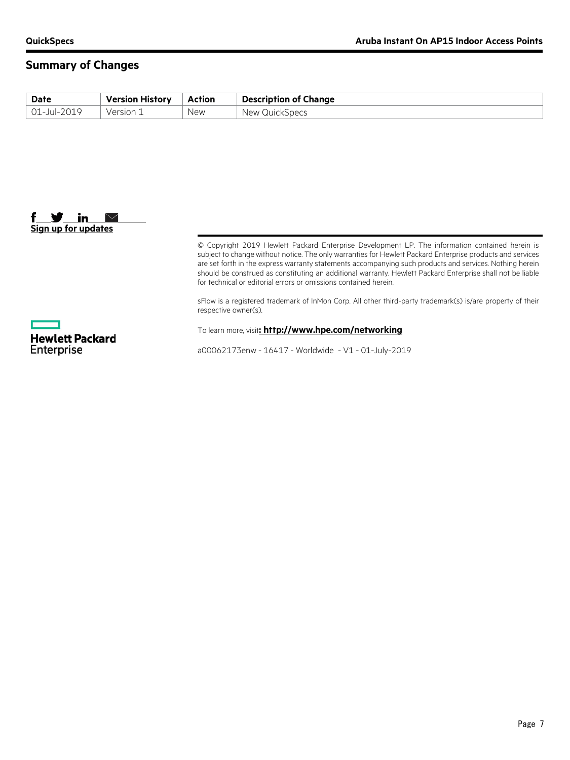## Summary of Changes

| Date | Version History | Action | Description of Change |
| --- | --- | --- | --- |
| 01-Jul-2019 | Version 1 | New | New QuickSpecs |

**Sign up for updates**

© Copyright 2019 Hewlett Packard Enterprise Development LP. The information contained herein is subject to change without notice. The only warranties for Hewlett Packard Enterprise products and services are set forth in the express warranty statements accompanying such products and services. Nothing herein should be construed as constituting an additional warranty. Hewlett Packard Enterprise shall not be liable for technical or editorial errors or omissions contained herein.

sFlow is a registered trademark of InMon Corp. All other third-party trademark(s) is/are property of their respective owner(s).

To learn more, visit**: http://www.hpe.com/networking**

a00062173enw - 16417 - Worldwide - V1 - 01-July-2019

Hewlett Packard Enterprise